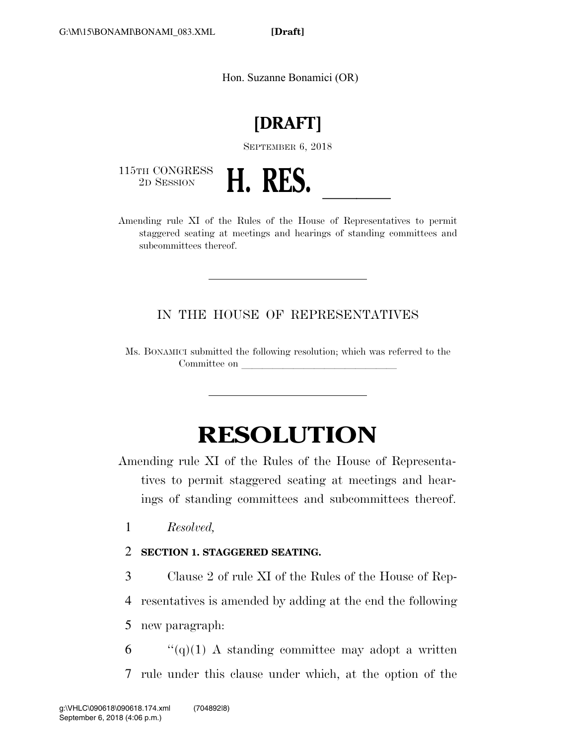Hon. Suzanne Bonamici (OR)

# [DRAFT]

SEPTEMBER 6, 2018

115TH CONGRESS
2D SESSION

# H. RES. ______

Amending rule XI of the Rules of the House of Representatives to permit staggered seating at meetings and hearings of standing committees and subcommittees thereof.

---

IN THE HOUSE OF REPRESENTATIVES

Ms. BONAMICI submitted the following resolution; which was referred to the Committee on ______________________________

---

# RESOLUTION

Amending rule XI of the Rules of the House of Representatives to permit staggered seating at meetings and hearings of standing committees and subcommittees thereof.

*Resolved,*

**SECTION 1. STAGGERED SEATING.**

Clause 2 of rule XI of the Rules of the House of Representatives is amended by adding at the end the following new paragraph:

"(q)(1) A standing committee may adopt a written rule under this clause under which, at the option of the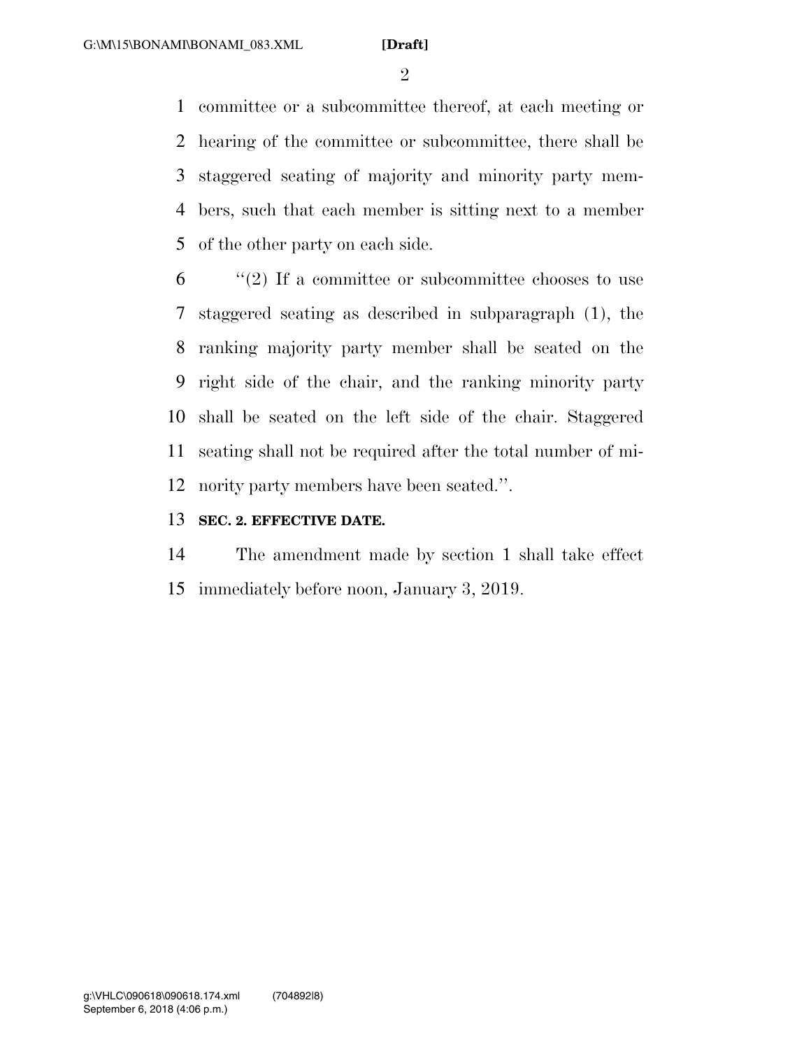committee or a subcommittee thereof, at each meeting or hearing of the committee or subcommittee, there shall be staggered seating of majority and minority party members, such that each member is sitting next to a member of the other party on each side.

''(2) If a committee or subcommittee chooses to use staggered seating as described in subparagraph (1), the ranking majority party member shall be seated on the right side of the chair, and the ranking minority party shall be seated on the left side of the chair. Staggered seating shall not be required after the total number of minority party members have been seated.''.

**SEC. 2. EFFECTIVE DATE.**

The amendment made by section 1 shall take effect immediately before noon, January 3, 2019.